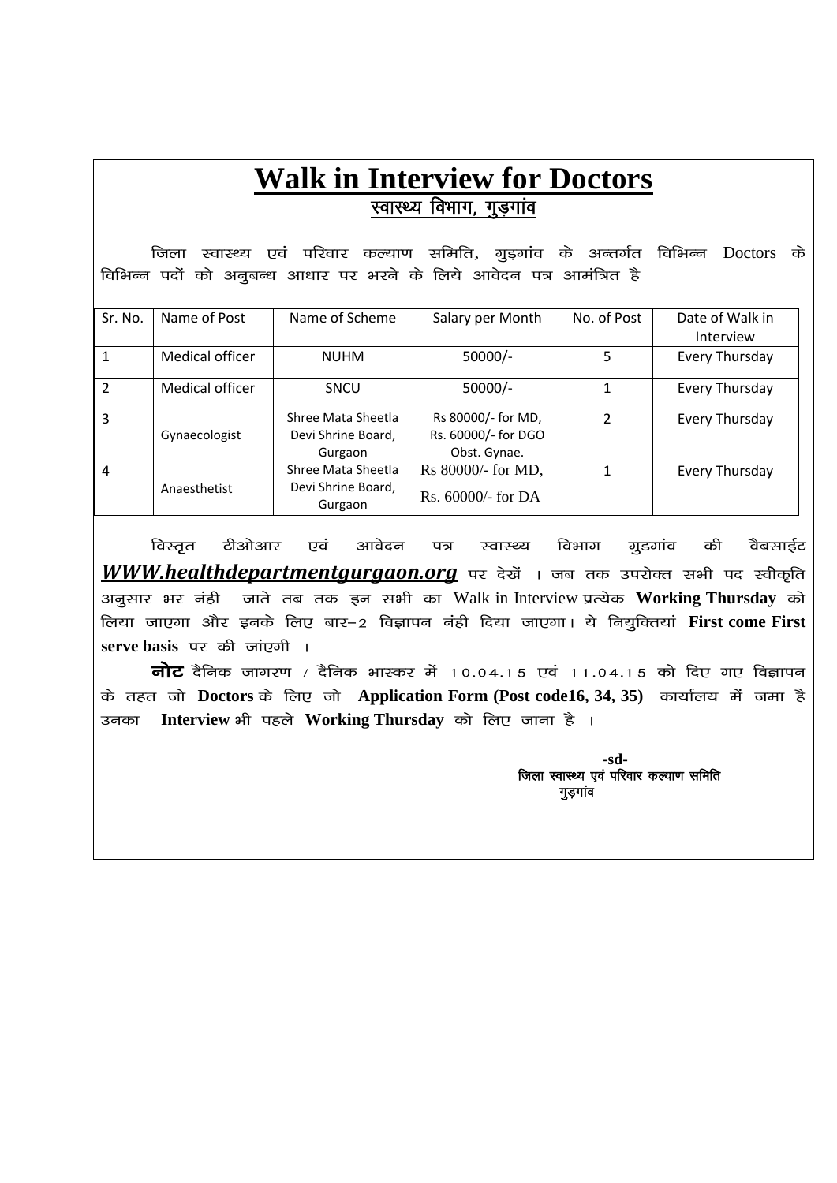# Walk in Interview for Doctors

## स्वास्थ्य विभाग, गुड़गांव

जिला स्वास्थ्य एवं परिवार कल्याण समिति, गुड़गांव के अन्तर्गत विभिन्न Doctors के विभिन्न पदों को अनुबन्ध आधार पर भरने के लिये आवेदन पत्र आमंत्रित है

| Sr. No. | Name of Post | Name of Scheme | Salary per Month | No. of Post | Date of Walk in Interview |
|---|---|---|---|---|---|
| 1 | Medical officer | NUHM | 50000/- | 5 | Every Thursday |
| 2 | Medical officer | SNCU | 50000/- | 1 | Every Thursday |
| 3 | Gynaecologist | Shree Mata Sheetla Devi Shrine Board, Gurgaon | Rs 80000/- for MD, Rs. 60000/- for DGO Obst. Gynae. | 2 | Every Thursday |
| 4 | Anaesthetist | Shree Mata Sheetla Devi Shrine Board, Gurgaon | Rs 80000/- for MD, Rs. 60000/- for DA | 1 | Every Thursday |

विस्तृत टीओआर एवं आवेदन पत्र स्वास्थ्य विभाग गुडगांव की वैबसाईट ***WWW.healthdepartmentgurgaon.org*** पर देखें । जब तक उपरोक्त सभी पद स्वीकृति अनुसार भर नंही जाते तब तक इन सभी का Walk in Interview प्रत्येक **Working Thursday** को लिया जाएगा और इनके लिए बार–2 विज्ञापन नंही दिया जाएगा। ये नियुक्तियां **First come First serve basis** पर की जांएगी ।

**नोट** दैनिक जागरण / दैनिक भास्कर में 10.04.15 एवं 11.04.15 को दिए गए विज्ञापन के तहत जो **Doctors** के लिए जो **Application Form (Post code16, 34, 35)** कार्यालय में जमा है उनका **Interview** भी पहले **Working Thursday** को लिए जाना है ।

**-sd-**
जिला स्वास्थ्य एवं परिवार कल्याण समिति
गुड़गांव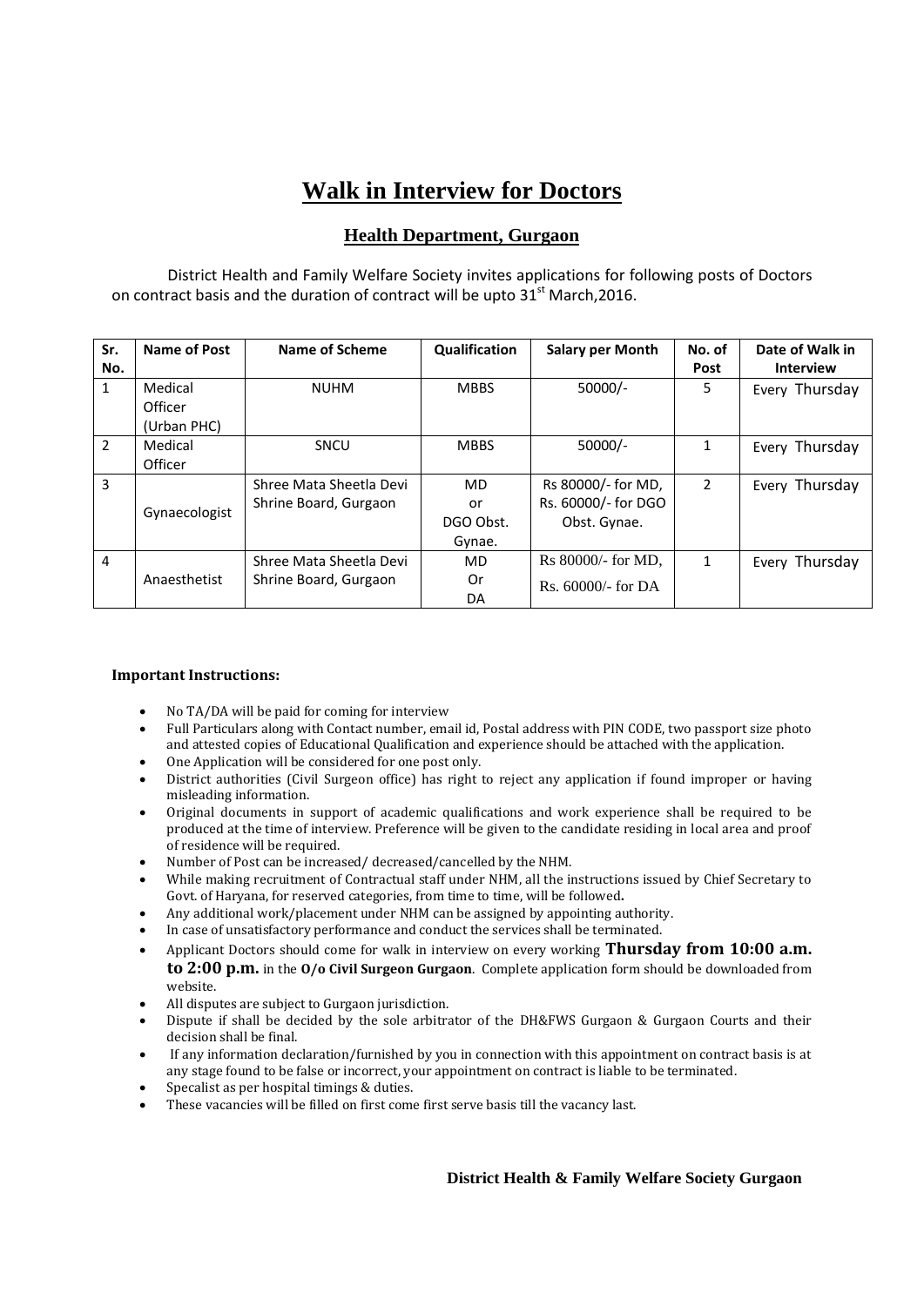# Walk in Interview for Doctors

## Health Department, Gurgaon

District Health and Family Welfare Society invites applications for following posts of Doctors on contract basis and the duration of contract will be upto 31st March,2016.

| Sr. No. | Name of Post | Name of Scheme | Qualification | Salary per Month | No. of Post | Date of Walk in Interview |
|---|---|---|---|---|---|---|
| 1 | Medical Officer (Urban PHC) | NUHM | MBBS | 50000/- | 5 | Every Thursday |
| 2 | Medical Officer | SNCU | MBBS | 50000/- | 1 | Every Thursday |
| 3 | Gynaecologist | Shree Mata Sheetla Devi Shrine Board, Gurgaon | MD or DGO Obst. Gynae. | Rs 80000/- for MD, Rs. 60000/- for DGO Obst. Gynae. | 2 | Every Thursday |
| 4 | Anaesthetist | Shree Mata Sheetla Devi Shrine Board, Gurgaon | MD Or DA | Rs 80000/- for MD, Rs. 60000/- for DA | 1 | Every Thursday |

**Important Instructions:**

- No TA/DA will be paid for coming for interview
- Full Particulars along with Contact number, email id, Postal address with PIN CODE, two passport size photo and attested copies of Educational Qualification and experience should be attached with the application.
- One Application will be considered for one post only.
- District authorities (Civil Surgeon office) has right to reject any application if found improper or having misleading information.
- Original documents in support of academic qualifications and work experience shall be required to be produced at the time of interview. Preference will be given to the candidate residing in local area and proof of residence will be required.
- Number of Post can be increased/ decreased/cancelled by the NHM.
- While making recruitment of Contractual staff under NHM, all the instructions issued by Chief Secretary to Govt. of Haryana, for reserved categories, from time to time, will be followed**.**
- Any additional work/placement under NHM can be assigned by appointing authority.
- In case of unsatisfactory performance and conduct the services shall be terminated.
- Applicant Doctors should come for walk in interview on every working **Thursday from 10:00 a.m. to 2:00 p.m.** in the **O/o Civil Surgeon Gurgaon**. Complete application form should be downloaded from website.
- All disputes are subject to Gurgaon jurisdiction.
- Dispute if shall be decided by the sole arbitrator of the DH&FWS Gurgaon & Gurgaon Courts and their decision shall be final.
- If any information declaration/furnished by you in connection with this appointment on contract basis is at any stage found to be false or incorrect, your appointment on contract is liable to be terminated.
- Specalist as per hospital timings & duties.
- These vacancies will be filled on first come first serve basis till the vacancy last.

**District Health & Family Welfare Society Gurgaon**